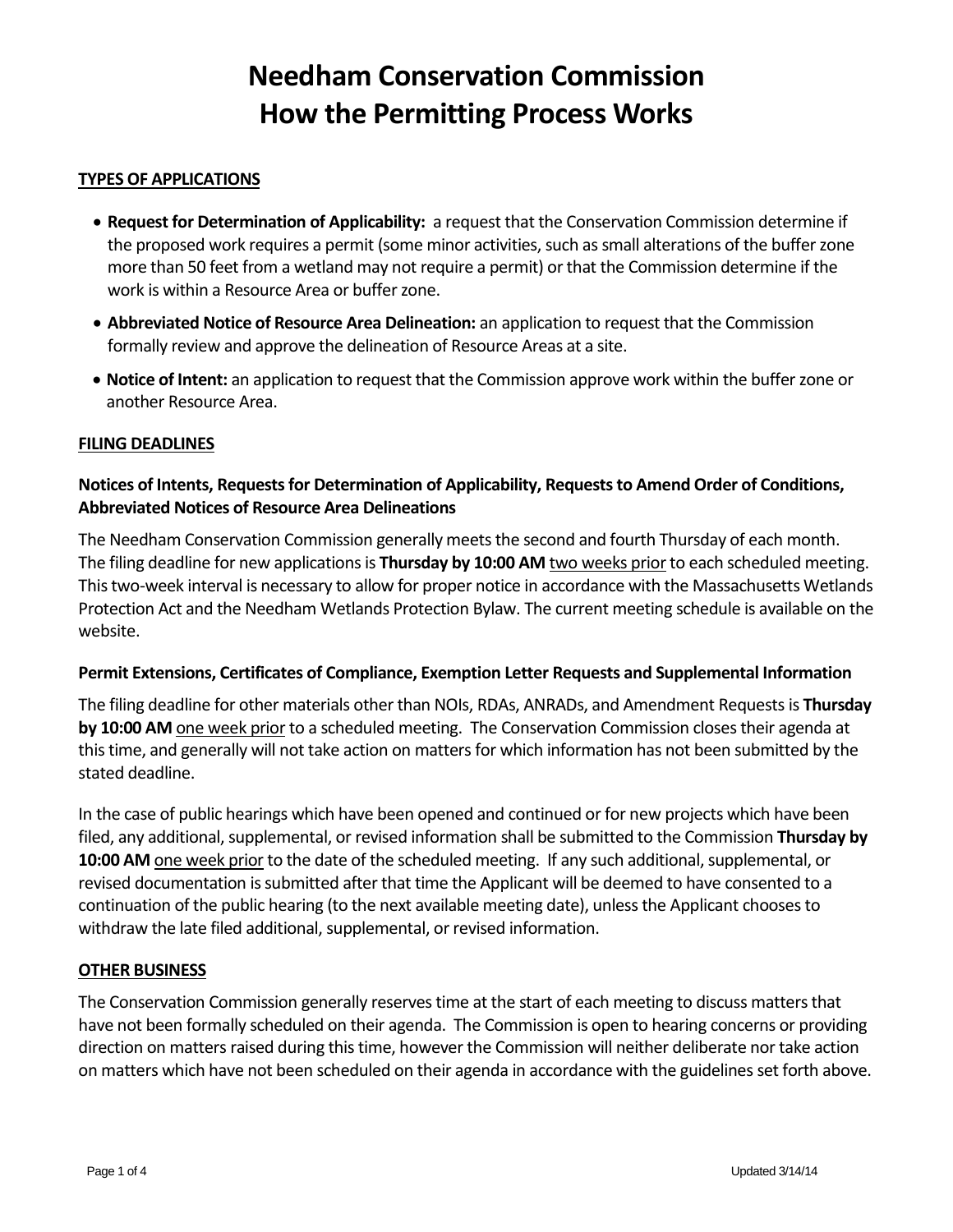# Needham Conservation Commission
# How the Permitting Process Works

## TYPES OF APPLICATIONS

- **Request for Determination of Applicability:** a request that the Conservation Commission determine if the proposed work requires a permit (some minor activities, such as small alterations of the buffer zone more than 50 feet from a wetland may not require a permit) or that the Commission determine if the work is within a Resource Area or buffer zone.
- **Abbreviated Notice of Resource Area Delineation:** an application to request that the Commission formally review and approve the delineation of Resource Areas at a site.
- **Notice of Intent:** an application to request that the Commission approve work within the buffer zone or another Resource Area.

## FILING DEADLINES

### Notices of Intents, Requests for Determination of Applicability, Requests to Amend Order of Conditions, Abbreviated Notices of Resource Area Delineations

The Needham Conservation Commission generally meets the second and fourth Thursday of each month. The filing deadline for new applications is **Thursday by 10:00 AM** two weeks prior to each scheduled meeting. This two-week interval is necessary to allow for proper notice in accordance with the Massachusetts Wetlands Protection Act and the Needham Wetlands Protection Bylaw. The current meeting schedule is available on the website.

### Permit Extensions, Certificates of Compliance, Exemption Letter Requests and Supplemental Information

The filing deadline for other materials other than NOIs, RDAs, ANRADs, and Amendment Requests is **Thursday by 10:00 AM** one week prior to a scheduled meeting. The Conservation Commission closes their agenda at this time, and generally will not take action on matters for which information has not been submitted by the stated deadline.

In the case of public hearings which have been opened and continued or for new projects which have been filed, any additional, supplemental, or revised information shall be submitted to the Commission **Thursday by 10:00 AM** one week prior to the date of the scheduled meeting. If any such additional, supplemental, or revised documentation is submitted after that time the Applicant will be deemed to have consented to a continuation of the public hearing (to the next available meeting date), unless the Applicant chooses to withdraw the late filed additional, supplemental, or revised information.

## OTHER BUSINESS

The Conservation Commission generally reserves time at the start of each meeting to discuss matters that have not been formally scheduled on their agenda. The Commission is open to hearing concerns or providing direction on matters raised during this time, however the Commission will neither deliberate nor take action on matters which have not been scheduled on their agenda in accordance with the guidelines set forth above.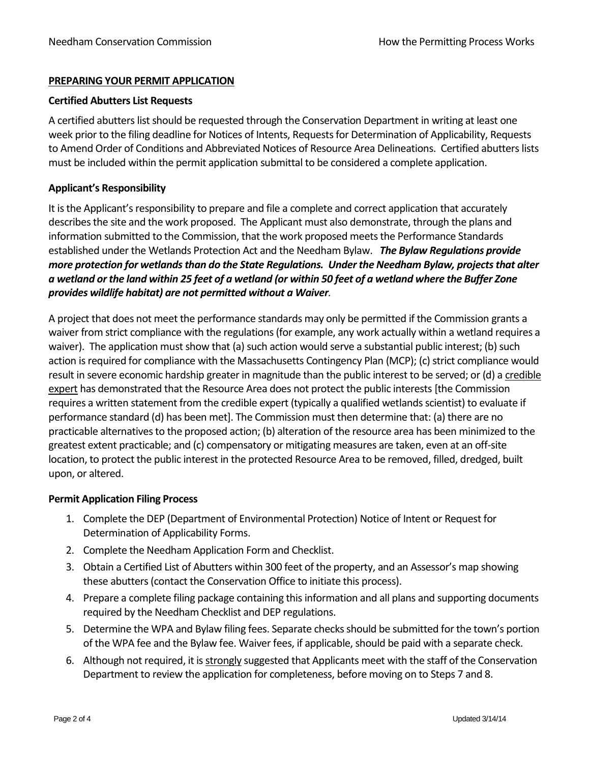## PREPARING YOUR PERMIT APPLICATION

### Certified Abutters List Requests

A certified abutters list should be requested through the Conservation Department in writing at least one week prior to the filing deadline for Notices of Intents, Requests for Determination of Applicability, Requests to Amend Order of Conditions and Abbreviated Notices of Resource Area Delineations. Certified abutters lists must be included within the permit application submittal to be considered a complete application.

### Applicant's Responsibility

It is the Applicant's responsibility to prepare and file a complete and correct application that accurately describes the site and the work proposed. The Applicant must also demonstrate, through the plans and information submitted to the Commission, that the work proposed meets the Performance Standards established under the Wetlands Protection Act and the Needham Bylaw. ***The Bylaw Regulations provide more protection for wetlands than do the State Regulations. Under the Needham Bylaw, projects that alter a wetland or the land within 25 feet of a wetland (or within 50 feet of a wetland where the Buffer Zone provides wildlife habitat) are not permitted without a Waiver.***

A project that does not meet the performance standards may only be permitted if the Commission grants a waiver from strict compliance with the regulations (for example, any work actually within a wetland requires a waiver). The application must show that (a) such action would serve a substantial public interest; (b) such action is required for compliance with the Massachusetts Contingency Plan (MCP); (c) strict compliance would result in severe economic hardship greater in magnitude than the public interest to be served; or (d) a credible expert has demonstrated that the Resource Area does not protect the public interests [the Commission requires a written statement from the credible expert (typically a qualified wetlands scientist) to evaluate if performance standard (d) has been met]. The Commission must then determine that: (a) there are no practicable alternatives to the proposed action; (b) alteration of the resource area has been minimized to the greatest extent practicable; and (c) compensatory or mitigating measures are taken, even at an off-site location, to protect the public interest in the protected Resource Area to be removed, filled, dredged, built upon, or altered.

### Permit Application Filing Process

1. Complete the DEP (Department of Environmental Protection) Notice of Intent or Request for Determination of Applicability Forms.
2. Complete the Needham Application Form and Checklist.
3. Obtain a Certified List of Abutters within 300 feet of the property, and an Assessor's map showing these abutters (contact the Conservation Office to initiate this process).
4. Prepare a complete filing package containing this information and all plans and supporting documents required by the Needham Checklist and DEP regulations.
5. Determine the WPA and Bylaw filing fees. Separate checks should be submitted for the town's portion of the WPA fee and the Bylaw fee. Waiver fees, if applicable, should be paid with a separate check.
6. Although not required, it is strongly suggested that Applicants meet with the staff of the Conservation Department to review the application for completeness, before moving on to Steps 7 and 8.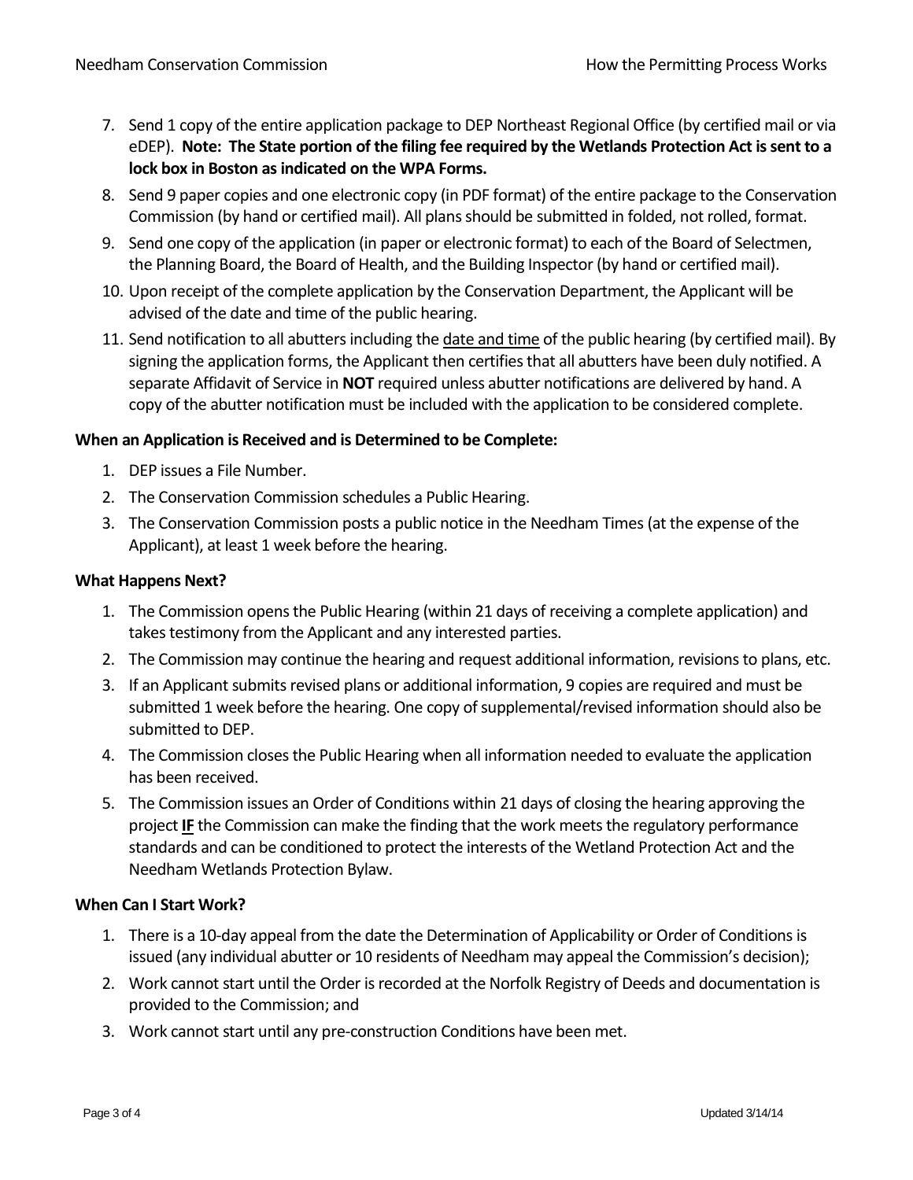7. Send 1 copy of the entire application package to DEP Northeast Regional Office (by certified mail or via eDEP). **Note: The State portion of the filing fee required by the Wetlands Protection Act is sent to a lock box in Boston as indicated on the WPA Forms.**
8. Send 9 paper copies and one electronic copy (in PDF format) of the entire package to the Conservation Commission (by hand or certified mail). All plans should be submitted in folded, not rolled, format.
9. Send one copy of the application (in paper or electronic format) to each of the Board of Selectmen, the Planning Board, the Board of Health, and the Building Inspector (by hand or certified mail).
10. Upon receipt of the complete application by the Conservation Department, the Applicant will be advised of the date and time of the public hearing.
11. Send notification to all abutters including the <u>date and time</u> of the public hearing (by certified mail). By signing the application forms, the Applicant then certifies that all abutters have been duly notified. A separate Affidavit of Service in **NOT** required unless abutter notifications are delivered by hand. A copy of the abutter notification must be included with the application to be considered complete.

**When an Application is Received and is Determined to be Complete:**

1. DEP issues a File Number.
2. The Conservation Commission schedules a Public Hearing.
3. The Conservation Commission posts a public notice in the Needham Times (at the expense of the Applicant), at least 1 week before the hearing.

**What Happens Next?**

1. The Commission opens the Public Hearing (within 21 days of receiving a complete application) and takes testimony from the Applicant and any interested parties.
2. The Commission may continue the hearing and request additional information, revisions to plans, etc.
3. If an Applicant submits revised plans or additional information, 9 copies are required and must be submitted 1 week before the hearing. One copy of supplemental/revised information should also be submitted to DEP.
4. The Commission closes the Public Hearing when all information needed to evaluate the application has been received.
5. The Commission issues an Order of Conditions within 21 days of closing the hearing approving the project **<u>IF</u>** the Commission can make the finding that the work meets the regulatory performance standards and can be conditioned to protect the interests of the Wetland Protection Act and the Needham Wetlands Protection Bylaw.

**When Can I Start Work?**

1. There is a 10-day appeal from the date the Determination of Applicability or Order of Conditions is issued (any individual abutter or 10 residents of Needham may appeal the Commission's decision);
2. Work cannot start until the Order is recorded at the Norfolk Registry of Deeds and documentation is provided to the Commission; and
3. Work cannot start until any pre-construction Conditions have been met.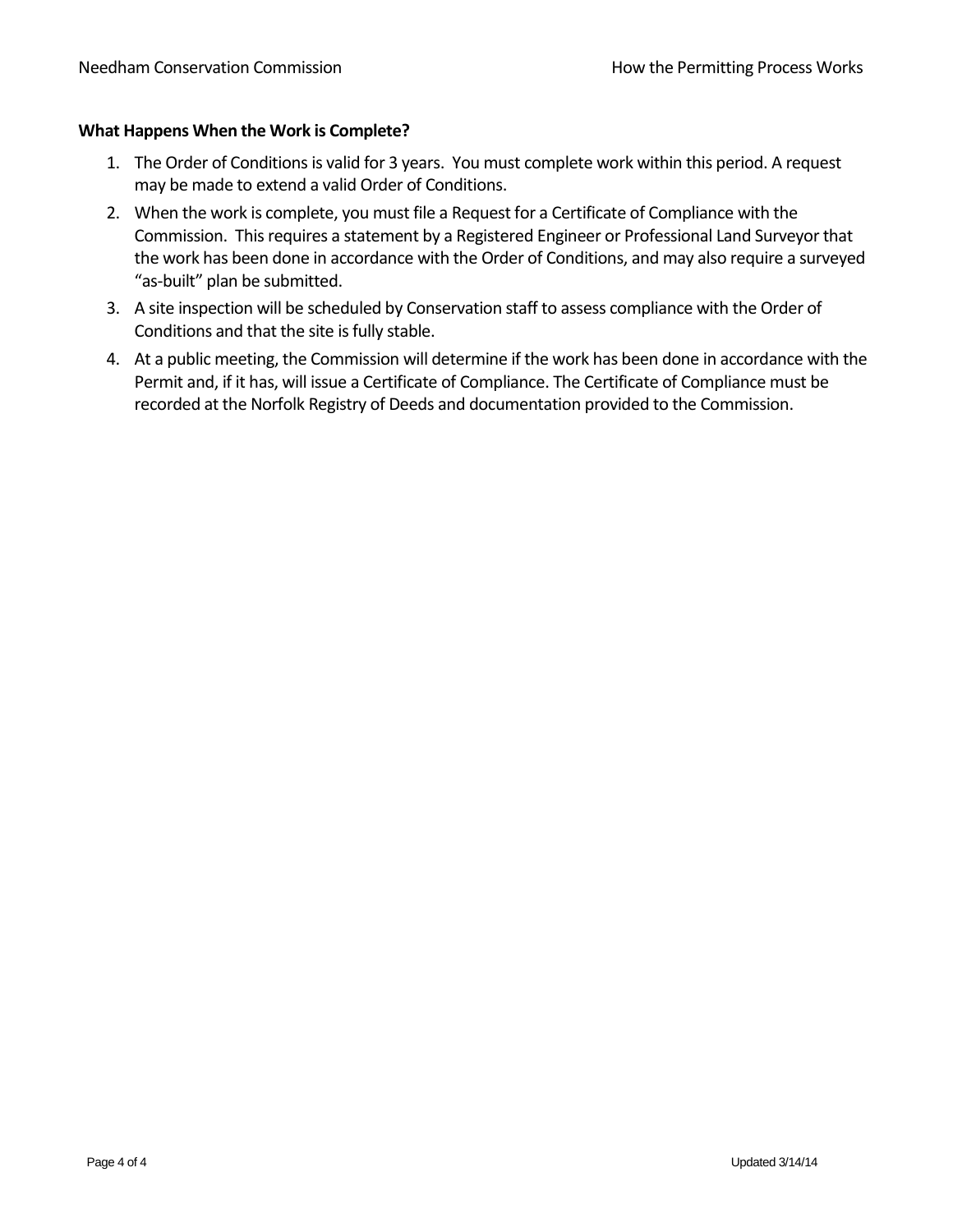**What Happens When the Work is Complete?**

1. The Order of Conditions is valid for 3 years. You must complete work within this period. A request may be made to extend a valid Order of Conditions.
2. When the work is complete, you must file a Request for a Certificate of Compliance with the Commission. This requires a statement by a Registered Engineer or Professional Land Surveyor that the work has been done in accordance with the Order of Conditions, and may also require a surveyed "as-built" plan be submitted.
3. A site inspection will be scheduled by Conservation staff to assess compliance with the Order of Conditions and that the site is fully stable.
4. At a public meeting, the Commission will determine if the work has been done in accordance with the Permit and, if it has, will issue a Certificate of Compliance. The Certificate of Compliance must be recorded at the Norfolk Registry of Deeds and documentation provided to the Commission.